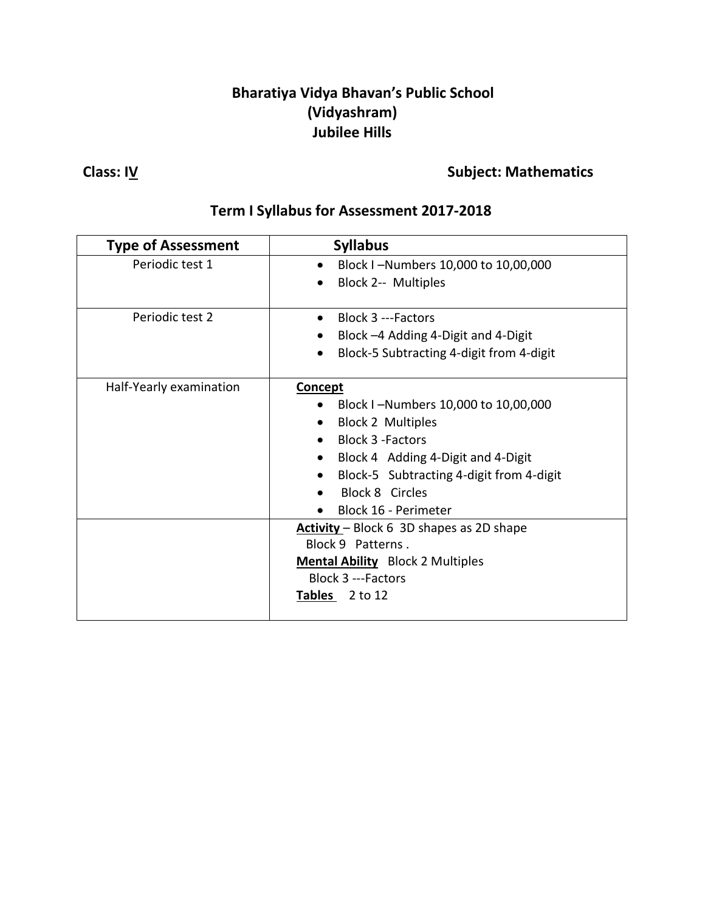# Bharatiya Vidya Bhavan's Public School
# (Vidyashram)
# Jubilee Hills

**Class: IV** **Subject: Mathematics**

## Term I Syllabus for Assessment 2017-2018

| Type of Assessment | Syllabus |
|---|---|
| Periodic test 1 | • Block I –Numbers 10,000 to 10,00,000<br>• Block 2-- Multiples |
| Periodic test 2 | • Block 3 ---Factors<br>• Block –4 Adding 4-Digit and 4-Digit<br>• Block-5 Subtracting 4-digit from 4-digit |
| Half-Yearly examination | **Concept**<br>• Block I –Numbers 10,000 to 10,00,000<br>• Block 2 Multiples<br>• Block 3 -Factors<br>• Block 4 Adding 4-Digit and 4-Digit<br>• Block-5 Subtracting 4-digit from 4-digit<br>• Block 8 Circles<br>• Block 16 - Perimeter |
| | **Activity** – Block 6 3D shapes as 2D shape<br>Block 9 Patterns .<br>**Mental Ability** Block 2 Multiples<br>Block 3 ---Factors<br>**Tables** 2 to 12 |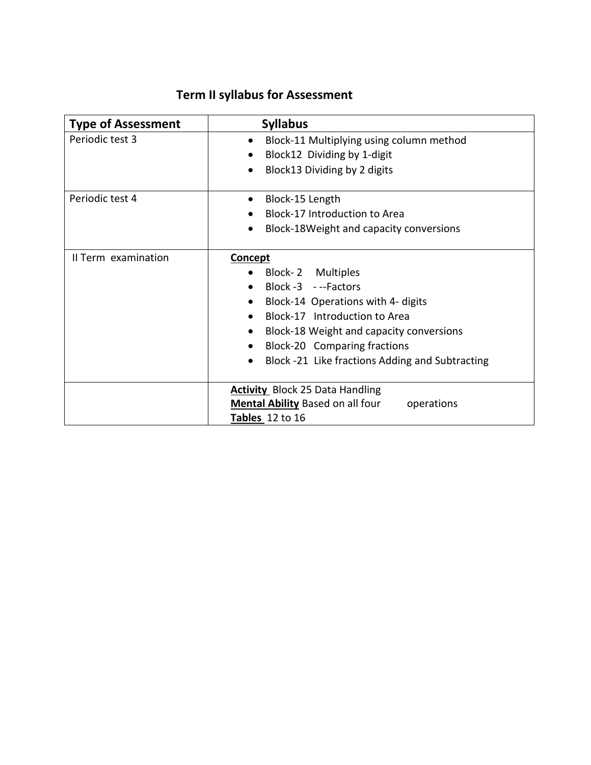## Term II syllabus for Assessment

| Type of Assessment | Syllabus |
|---|---|
| Periodic test 3 | • Block-11 Multiplying using column method<br>• Block12 Dividing by 1-digit<br>• Block13 Dividing by 2 digits |
| Periodic test 4 | • Block-15 Length<br>• Block-17 Introduction to Area<br>• Block-18Weight and capacity conversions |
| II Term examination | **Concept**<br>• Block- 2 Multiples<br>• Block -3 - --Factors<br>• Block-14 Operations with 4- digits<br>• Block-17 Introduction to Area<br>• Block-18 Weight and capacity conversions<br>• Block-20 Comparing fractions<br>• Block -21 Like fractions Adding and Subtracting |
| | **Activity** Block 25 Data Handling<br>**Mental Ability** Based on all four operations<br>**Tables** 12 to 16 |